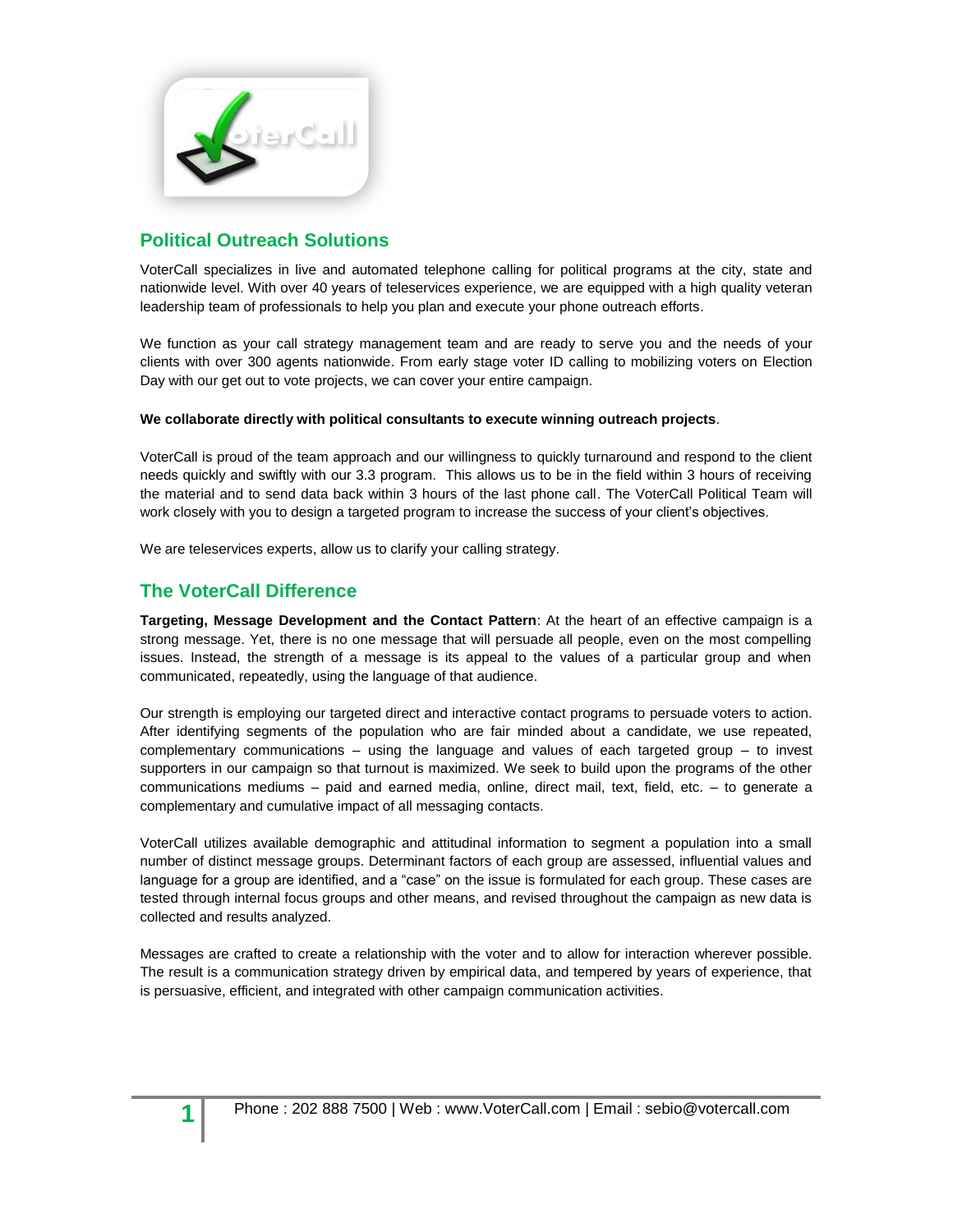## Political Outreach Solutions

VoterCall specializes in live and automated telephone calling for political programs at the city, state and nationwide level. With over 40 years of teleservices experience, we are equipped with a high quality veteran leadership team of professionals to help you plan and execute your phone outreach efforts.

We function as your call strategy management team and are ready to serve you and the needs of your clients with over 300 agents nationwide. From early stage voter ID calling to mobilizing voters on Election Day with our get out to vote projects, we can cover your entire campaign.

**We collaborate directly with political consultants to execute winning outreach projects**.

VoterCall is proud of the team approach and our willingness to quickly turnaround and respond to the client needs quickly and swiftly with our 3.3 program. This allows us to be in the field within 3 hours of receiving the material and to send data back within 3 hours of the last phone call. The VoterCall Political Team will work closely with you to design a targeted program to increase the success of your client's objectives.

We are teleservices experts, allow us to clarify your calling strategy.

## The VoterCall Difference

**Targeting, Message Development and the Contact Pattern**: At the heart of an effective campaign is a strong message. Yet, there is no one message that will persuade all people, even on the most compelling issues. Instead, the strength of a message is its appeal to the values of a particular group and when communicated, repeatedly, using the language of that audience.

Our strength is employing our targeted direct and interactive contact programs to persuade voters to action. After identifying segments of the population who are fair minded about a candidate, we use repeated, complementary communications – using the language and values of each targeted group – to invest supporters in our campaign so that turnout is maximized. We seek to build upon the programs of the other communications mediums – paid and earned media, online, direct mail, text, field, etc. – to generate a complementary and cumulative impact of all messaging contacts.

VoterCall utilizes available demographic and attitudinal information to segment a population into a small number of distinct message groups. Determinant factors of each group are assessed, influential values and language for a group are identified, and a "case" on the issue is formulated for each group. These cases are tested through internal focus groups and other means, and revised throughout the campaign as new data is collected and results analyzed.

Messages are crafted to create a relationship with the voter and to allow for interaction wherever possible. The result is a communication strategy driven by empirical data, and tempered by years of experience, that is persuasive, efficient, and integrated with other campaign communication activities.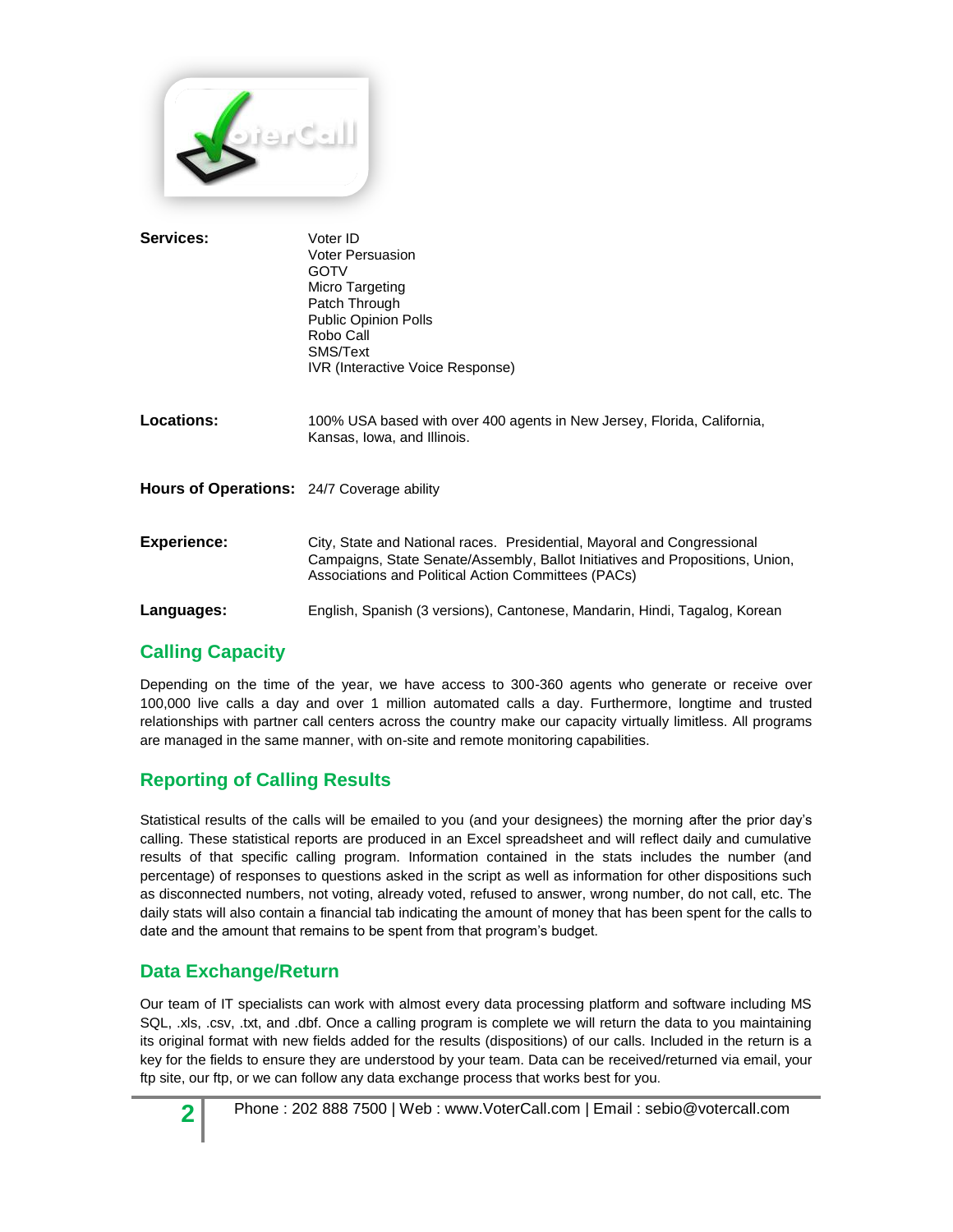**Services:**

Voter ID
Voter Persuasion
GOTV
Micro Targeting
Patch Through
Public Opinion Polls
Robo Call
SMS/Text
IVR (Interactive Voice Response)

**Locations:** 100% USA based with over 400 agents in New Jersey, Florida, California, Kansas, Iowa, and Illinois.

**Hours of Operations:** 24/7 Coverage ability

**Experience:** City, State and National races. Presidential, Mayoral and Congressional Campaigns, State Senate/Assembly, Ballot Initiatives and Propositions, Union, Associations and Political Action Committees (PACs)

**Languages:** English, Spanish (3 versions), Cantonese, Mandarin, Hindi, Tagalog, Korean

## Calling Capacity

Depending on the time of the year, we have access to 300-360 agents who generate or receive over 100,000 live calls a day and over 1 million automated calls a day. Furthermore, longtime and trusted relationships with partner call centers across the country make our capacity virtually limitless. All programs are managed in the same manner, with on-site and remote monitoring capabilities.

## Reporting of Calling Results

Statistical results of the calls will be emailed to you (and your designees) the morning after the prior day's calling. These statistical reports are produced in an Excel spreadsheet and will reflect daily and cumulative results of that specific calling program. Information contained in the stats includes the number (and percentage) of responses to questions asked in the script as well as information for other dispositions such as disconnected numbers, not voting, already voted, refused to answer, wrong number, do not call, etc. The daily stats will also contain a financial tab indicating the amount of money that has been spent for the calls to date and the amount that remains to be spent from that program's budget.

## Data Exchange/Return

Our team of IT specialists can work with almost every data processing platform and software including MS SQL, .xls, .csv, .txt, and .dbf. Once a calling program is complete we will return the data to you maintaining its original format with new fields added for the results (dispositions) of our calls. Included in the return is a key for the fields to ensure they are understood by your team. Data can be received/returned via email, your ftp site, our ftp, or we can follow any data exchange process that works best for you.

Phone : 202 888 7500 | Web : www.VoterCall.com | Email : sebio@votercall.com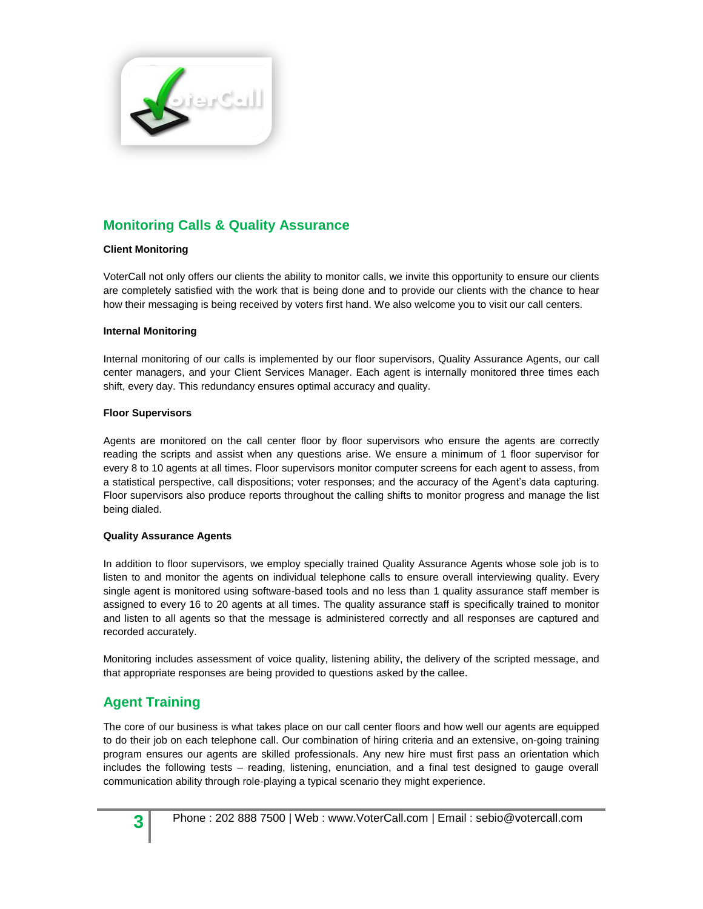## Monitoring Calls & Quality Assurance

**Client Monitoring**

VoterCall not only offers our clients the ability to monitor calls, we invite this opportunity to ensure our clients are completely satisfied with the work that is being done and to provide our clients with the chance to hear how their messaging is being received by voters first hand. We also welcome you to visit our call centers.

**Internal Monitoring**

Internal monitoring of our calls is implemented by our floor supervisors, Quality Assurance Agents, our call center managers, and your Client Services Manager. Each agent is internally monitored three times each shift, every day. This redundancy ensures optimal accuracy and quality.

**Floor Supervisors**

Agents are monitored on the call center floor by floor supervisors who ensure the agents are correctly reading the scripts and assist when any questions arise. We ensure a minimum of 1 floor supervisor for every 8 to 10 agents at all times. Floor supervisors monitor computer screens for each agent to assess, from a statistical perspective, call dispositions; voter responses; and the accuracy of the Agent's data capturing. Floor supervisors also produce reports throughout the calling shifts to monitor progress and manage the list being dialed.

**Quality Assurance Agents**

In addition to floor supervisors, we employ specially trained Quality Assurance Agents whose sole job is to listen to and monitor the agents on individual telephone calls to ensure overall interviewing quality. Every single agent is monitored using software-based tools and no less than 1 quality assurance staff member is assigned to every 16 to 20 agents at all times. The quality assurance staff is specifically trained to monitor and listen to all agents so that the message is administered correctly and all responses are captured and recorded accurately.

Monitoring includes assessment of voice quality, listening ability, the delivery of the scripted message, and that appropriate responses are being provided to questions asked by the callee.

## Agent Training

The core of our business is what takes place on our call center floors and how well our agents are equipped to do their job on each telephone call. Our combination of hiring criteria and an extensive, on-going training program ensures our agents are skilled professionals. Any new hire must first pass an orientation which includes the following tests – reading, listening, enunciation, and a final test designed to gauge overall communication ability through role-playing a typical scenario they might experience.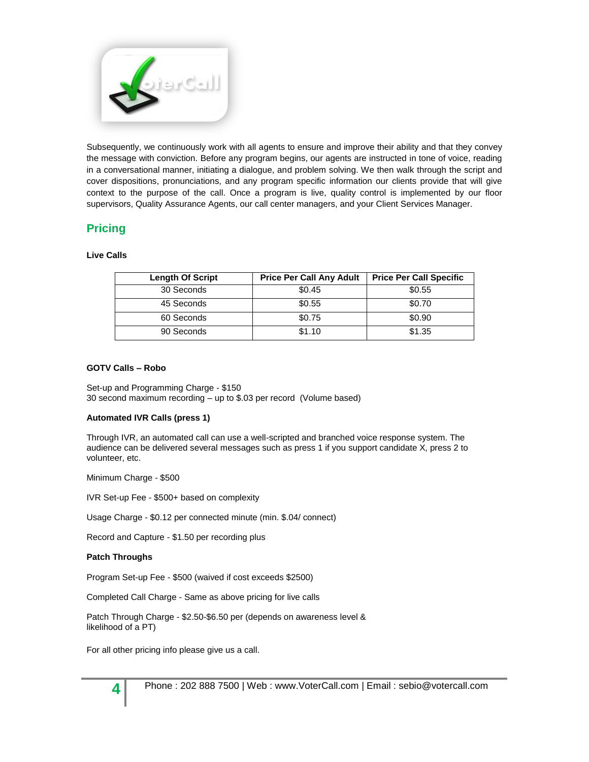Subsequently, we continuously work with all agents to ensure and improve their ability and that they convey the message with conviction. Before any program begins, our agents are instructed in tone of voice, reading in a conversational manner, initiating a dialogue, and problem solving. We then walk through the script and cover dispositions, pronunciations, and any program specific information our clients provide that will give context to the purpose of the call. Once a program is live, quality control is implemented by our floor supervisors, Quality Assurance Agents, our call center managers, and your Client Services Manager.

## Pricing

**Live Calls**

| Length Of Script | Price Per Call Any Adult | Price Per Call Specific |
|---|---|---|
| 30 Seconds | $0.45 | $0.55 |
| 45 Seconds | $0.55 | $0.70 |
| 60 Seconds | $0.75 | $0.90 |
| 90 Seconds | $1.10 | $1.35 |

**GOTV Calls – Robo**

Set-up and Programming Charge - $150
30 second maximum recording – up to $.03 per record (Volume based)

**Automated IVR Calls (press 1)**

Through IVR, an automated call can use a well-scripted and branched voice response system. The audience can be delivered several messages such as press 1 if you support candidate X, press 2 to volunteer, etc.

Minimum Charge - $500

IVR Set-up Fee - $500+ based on complexity

Usage Charge - $0.12 per connected minute (min. $.04/ connect)

Record and Capture - $1.50 per recording plus

**Patch Throughs**

Program Set-up Fee - $500 (waived if cost exceeds $2500)

Completed Call Charge - Same as above pricing for live calls

Patch Through Charge - $2.50-$6.50 per (depends on awareness level & likelihood of a PT)

For all other pricing info please give us a call.

Phone : 202 888 7500 | Web : www.VoterCall.com | Email : sebio@votercall.com